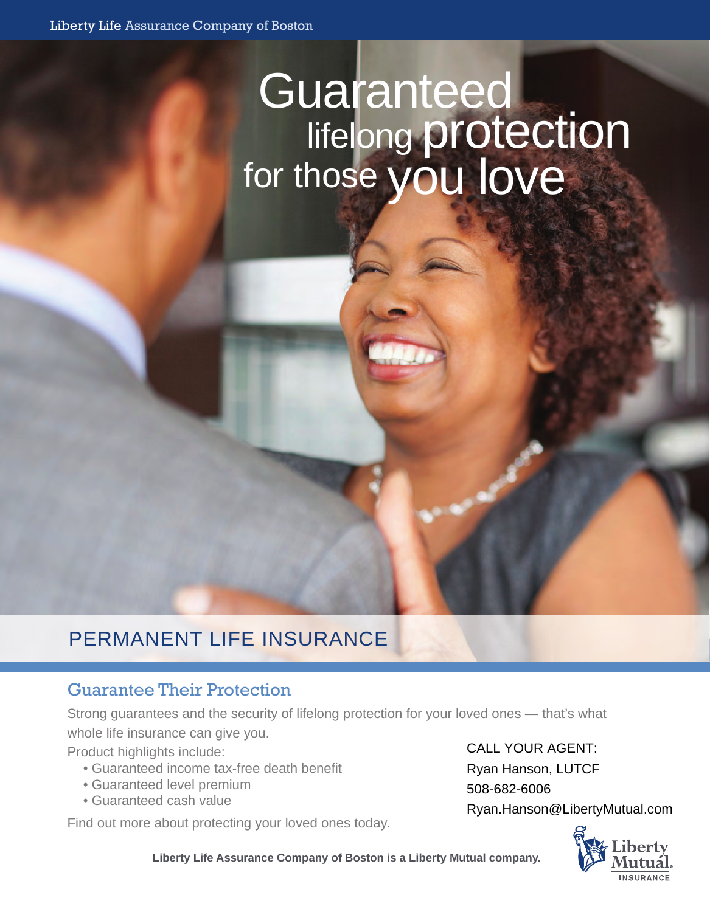Liberty Life Assurance Company of Boston

# Guaranteed lifelong protection for those you love

## PERMANENT LIFE INSURANCE

### Guarantee Their Protection

Strong guarantees and the security of lifelong protection for your loved ones — that's what whole life insurance can give you.

Product highlights include:

- Guaranteed income tax-free death benefit
- Guaranteed level premium
- Guaranteed cash value

Find out more about protecting your loved ones today.

CALL YOUR AGENT:
Ryan Hanson, LUTCF
508-682-6006
Ryan.Hanson@LibertyMutual.com

**Liberty Life Assurance Company of Boston is a Liberty Mutual company.**

Liberty Mutual. INSURANCE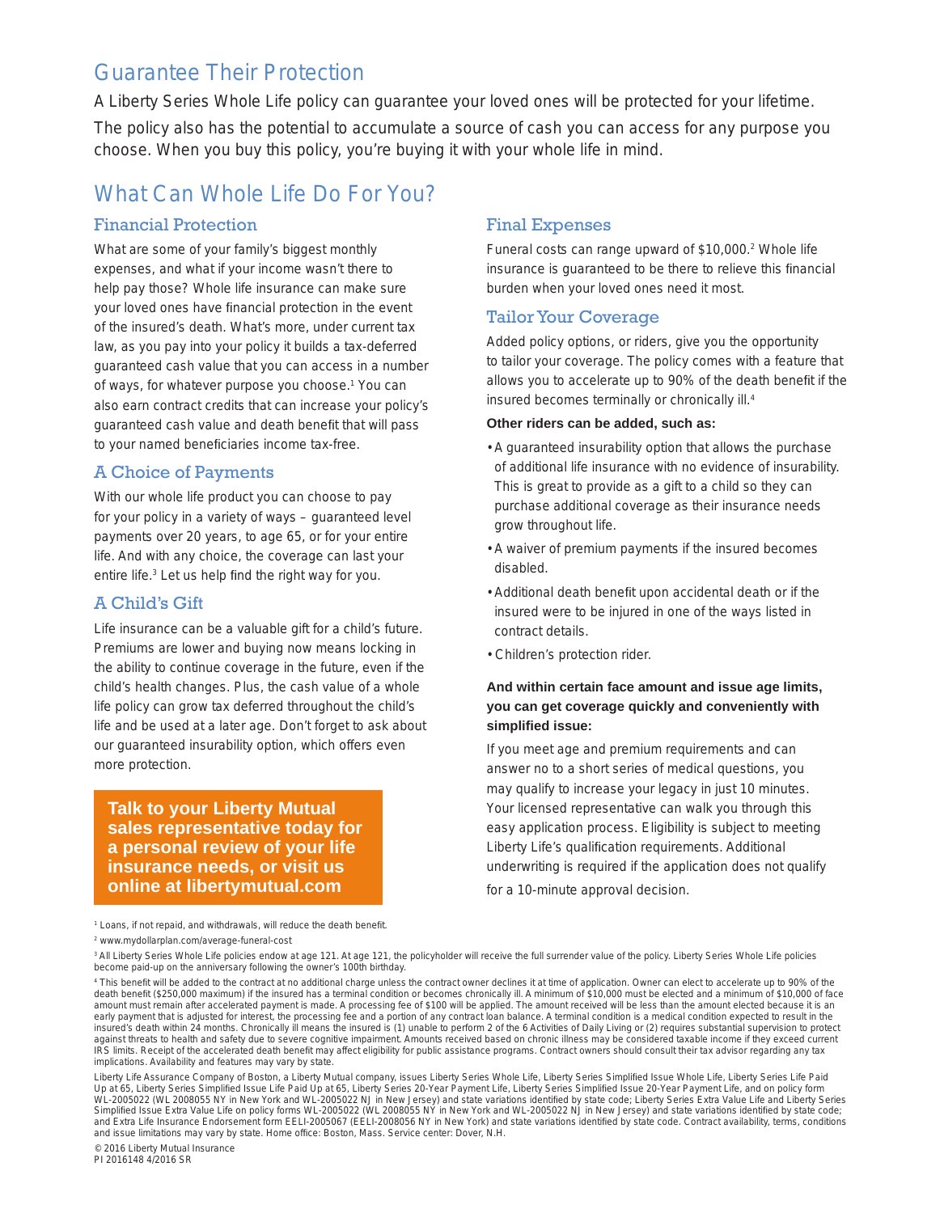## Guarantee Their Protection

A Liberty Series Whole Life policy can guarantee your loved ones will be protected for your lifetime.

The policy also has the potential to accumulate a source of cash you can access for any purpose you choose. When you buy this policy, you're buying it with your whole life in mind.

## What Can Whole Life Do For You?

### Financial Protection

What are some of your family's biggest monthly expenses, and what if your income wasn't there to help pay those? Whole life insurance can make sure your loved ones have financial protection in the event of the insured's death. What's more, under current tax law, as you pay into your policy it builds a tax-deferred guaranteed cash value that you can access in a number of ways, for whatever purpose you choose.[1] You can also earn contract credits that can increase your policy's guaranteed cash value and death benefit that will pass to your named beneficiaries income tax-free.

### A Choice of Payments

With our whole life product you can choose to pay for your policy in a variety of ways – guaranteed level payments over 20 years, to age 65, or for your entire life. And with any choice, the coverage can last your entire life.[3] Let us help find the right way for you.

### A Child's Gift

Life insurance can be a valuable gift for a child's future. Premiums are lower and buying now means locking in the ability to continue coverage in the future, even if the child's health changes. Plus, the cash value of a whole life policy can grow tax deferred throughout the child's life and be used at a later age. Don't forget to ask about our guaranteed insurability option, which offers even more protection.

**Talk to your Liberty Mutual sales representative today for a personal review of your life insurance needs, or visit us online at libertymutual.com**

### Final Expenses

Funeral costs can range upward of $10,000.[2] Whole life insurance is guaranteed to be there to relieve this financial burden when your loved ones need it most.

### Tailor Your Coverage

Added policy options, or riders, give you the opportunity to tailor your coverage. The policy comes with a feature that allows you to accelerate up to 90% of the death benefit if the insured becomes terminally or chronically ill.[4]

**Other riders can be added, such as:**

- A guaranteed insurability option that allows the purchase of additional life insurance with no evidence of insurability. This is great to provide as a gift to a child so they can purchase additional coverage as their insurance needs grow throughout life.
- A waiver of premium payments if the insured becomes disabled.
- Additional death benefit upon accidental death or if the insured were to be injured in one of the ways listed in contract details.
- Children's protection rider.

**And within certain face amount and issue age limits, you can get coverage quickly and conveniently with simplified issue:**

If you meet age and premium requirements and can answer no to a short series of medical questions, you may qualify to increase your legacy in just 10 minutes. Your licensed representative can walk you through this easy application process. Eligibility is subject to meeting Liberty Life's qualification requirements. Additional underwriting is required if the application does not qualify for a 10-minute approval decision.

[1] Loans, if not repaid, and withdrawals, will reduce the death benefit.

[2] www.mydollarplan.com/average-funeral-cost

[3] All Liberty Series Whole Life policies endow at age 121. At age 121, the policyholder will receive the full surrender value of the policy. Liberty Series Whole Life policies become paid-up on the anniversary following the owner's 100th birthday.

[4] This benefit will be added to the contract at no additional charge unless the contract owner declines it at time of application. Owner can elect to accelerate up to 90% of the death benefit ($250,000 maximum) if the insured has a terminal condition or becomes chronically ill. A minimum of $10,000 must be elected and a minimum of $10,000 of face amount must remain after accelerated payment is made. A processing fee of $100 will be applied. The amount received will be less than the amount elected because it is an early payment that is adjusted for interest, the processing fee and a portion of any contract loan balance. A terminal condition is a medical condition expected to result in the insured's death within 24 months. Chronically ill means the insured is (1) unable to perform 2 of the 6 Activities of Daily Living or (2) requires substantial supervision to protect against threats to health and safety due to severe cognitive impairment. Amounts received based on chronic illness may be considered taxable income if they exceed current IRS limits. Receipt of the accelerated death benefit may affect eligibility for public assistance programs. Contract owners should consult their tax advisor regarding any tax implications. Availability and features may vary by state.

Liberty Life Assurance Company of Boston, a Liberty Mutual company, issues Liberty Series Whole Life, Liberty Series Simplified Issue Whole Life, Liberty Series Life Paid Up at 65, Liberty Series Simplified Issue Life Paid Up at 65, Liberty Series 20-Year Payment Life, Liberty Series Simplified Issue 20-Year Payment Life, and on policy form WL-2005022 (WL 2008055 NY in New York and WL-2005022 NJ in New Jersey) and state variations identified by state code; Liberty Series Extra Value Life and Liberty Series Simplified Issue Extra Value Life on policy forms WL-2005022 (WL 2008055 NY in New York and WL-2005022 NJ in New Jersey) and state variations identified by state code; and Extra Life Insurance Endorsement form EELI-2005067 (EELI-2008056 NY in New York) and state variations identified by state code. Contract availability, terms, conditions and issue limitations may vary by state. Home office: Boston, Mass. Service center: Dover, N.H.

© 2016 Liberty Mutual Insurance
PI 2016148 4/2016 SR